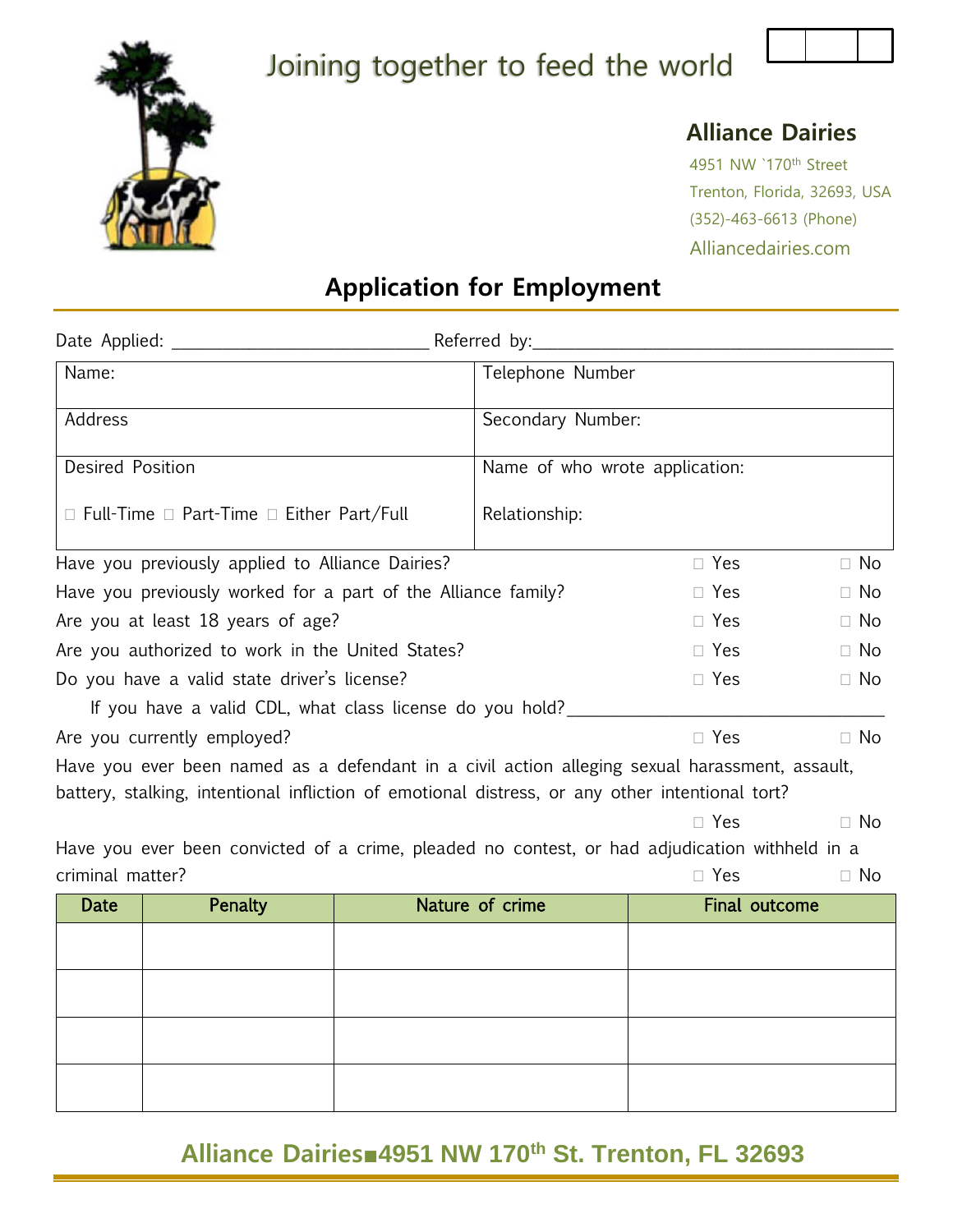Joining together to feed the world

**Alliance Dairies**

4951 NW `170th Street
Trenton, Florida, 32693, USA
(352)-463-6613 (Phone)
Alliancedairies.com

# Application for Employment

Date Applied: ____________________________ Referred by:________________________________________

| Name: | Telephone Number |
|---|---|
| Address | Secondary Number: |
| Desired Position<br><br>☐ Full-Time ☐ Part-Time ☐ Either Part/Full | Name of who wrote application:<br><br>Relationship: |

Have you previously applied to Alliance Dairies? ☐ Yes ☐ No

Have you previously worked for a part of the Alliance family? ☐ Yes ☐ No

Are you at least 18 years of age? ☐ Yes ☐ No

Are you authorized to work in the United States? ☐ Yes ☐ No

Do you have a valid state driver's license? ☐ Yes ☐ No

If you have a valid CDL, what class license do you hold?________________________________

Are you currently employed? ☐ Yes ☐ No

Have you ever been named as a defendant in a civil action alleging sexual harassment, assault, battery, stalking, intentional infliction of emotional distress, or any other intentional tort?

☐ Yes ☐ No

Have you ever been convicted of a crime, pleaded no contest, or had adjudication withheld in a criminal matter? ☐ Yes ☐ No

| Date | Penalty | Nature of crime | Final outcome |
|---|---|---|---|
| | | | |
| | | | |
| | | | |
| | | | |

**Alliance Dairies■4951 NW 170th St. Trenton, FL 32693**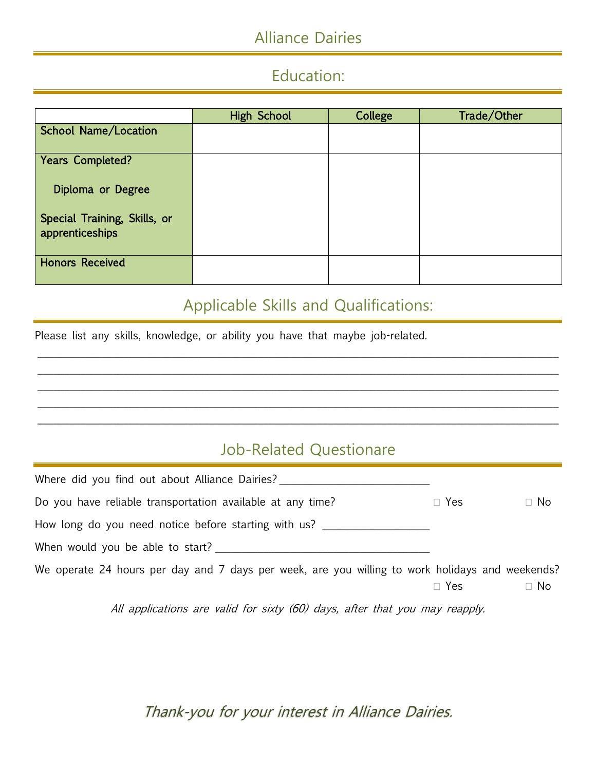# Alliance Dairies

## Education:

| | High School | College | Trade/Other |
|---|---|---|---|
| School Name/Location | | | |
| Years Completed?<br>Diploma or Degree<br>Special Training, Skills, or apprenticeships | | | |
| Honors Received | | | |

## Applicable Skills and Qualifications:

Please list any skills, knowledge, or ability you have that maybe job-related.

______________________________________________________________________________

______________________________________________________________________________

______________________________________________________________________________

______________________________________________________________________________

______________________________________________________________________________

## Job-Related Questionare

Where did you find out about Alliance Dairies? ____________________________

Do you have reliable transportation available at any time? ☐ Yes ☐ No

How long do you need notice before starting with us? ____________________

When would you be able to start? ______________________________________

We operate 24 hours per day and 7 days per week, are you willing to work holidays and weekends? ☐ Yes ☐ No

*All applications are valid for sixty (60) days, after that you may reapply.*

*Thank-you for your interest in Alliance Dairies.*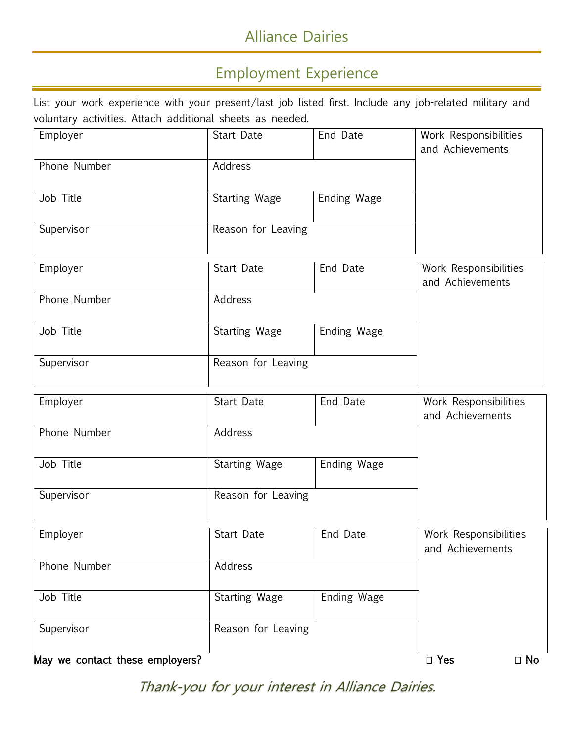# Alliance Dairies

## Employment Experience

List your work experience with your present/last job listed first. Include any job-related military and voluntary activities. Attach additional sheets as needed.

| Employer | Start Date | End Date | Work Responsibilities and Achievements |
|---|---|---|---|
| Phone Number | Address | | |
| Job Title | Starting Wage | Ending Wage | |
| Supervisor | Reason for Leaving | | |

| Employer | Start Date | End Date | Work Responsibilities and Achievements |
|---|---|---|---|
| Phone Number | Address | | |
| Job Title | Starting Wage | Ending Wage | |
| Supervisor | Reason for Leaving | | |

| Employer | Start Date | End Date | Work Responsibilities and Achievements |
|---|---|---|---|
| Phone Number | Address | | |
| Job Title | Starting Wage | Ending Wage | |
| Supervisor | Reason for Leaving | | |

| Employer | Start Date | End Date | Work Responsibilities and Achievements |
|---|---|---|---|
| Phone Number | Address | | |
| Job Title | Starting Wage | Ending Wage | |
| Supervisor | Reason for Leaving | | |

May we contact these employers? ☐ Yes ☐ No

*Thank-you for your interest in Alliance Dairies.*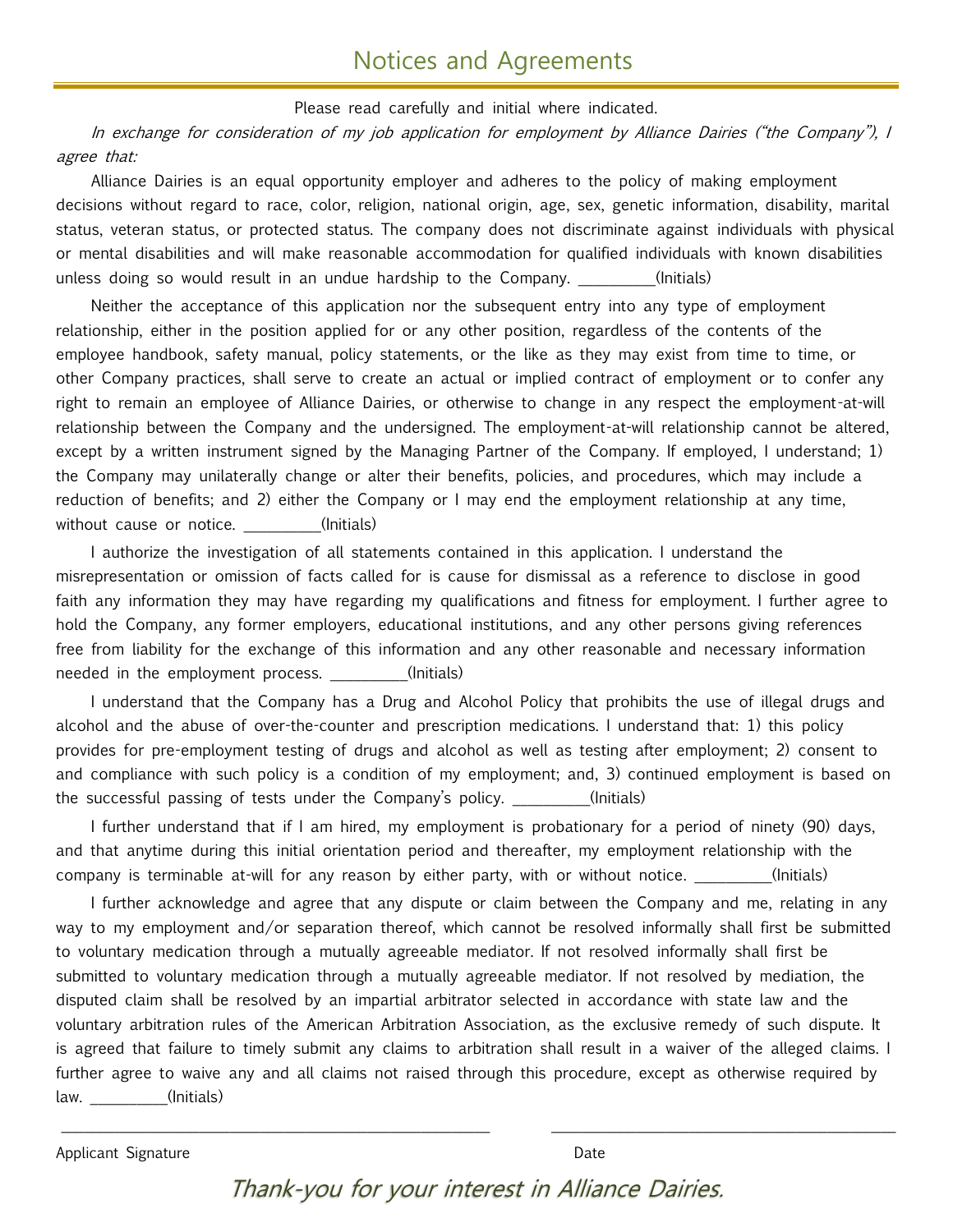# Notices and Agreements

Please read carefully and initial where indicated.

*In exchange for consideration of my job application for employment by Alliance Dairies ("the Company"), I agree that:*

Alliance Dairies is an equal opportunity employer and adheres to the policy of making employment decisions without regard to race, color, religion, national origin, age, sex, genetic information, disability, marital status, veteran status, or protected status. The company does not discriminate against individuals with physical or mental disabilities and will make reasonable accommodation for qualified individuals with known disabilities unless doing so would result in an undue hardship to the Company. _________(Initials)

Neither the acceptance of this application nor the subsequent entry into any type of employment relationship, either in the position applied for or any other position, regardless of the contents of the employee handbook, safety manual, policy statements, or the like as they may exist from time to time, or other Company practices, shall serve to create an actual or implied contract of employment or to confer any right to remain an employee of Alliance Dairies, or otherwise to change in any respect the employment-at-will relationship between the Company and the undersigned. The employment-at-will relationship cannot be altered, except by a written instrument signed by the Managing Partner of the Company. If employed, I understand; 1) the Company may unilaterally change or alter their benefits, policies, and procedures, which may include a reduction of benefits; and 2) either the Company or I may end the employment relationship at any time, without cause or notice. _________(Initials)

I authorize the investigation of all statements contained in this application. I understand the misrepresentation or omission of facts called for is cause for dismissal as a reference to disclose in good faith any information they may have regarding my qualifications and fitness for employment. I further agree to hold the Company, any former employers, educational institutions, and any other persons giving references free from liability for the exchange of this information and any other reasonable and necessary information needed in the employment process. _________(Initials)

I understand that the Company has a Drug and Alcohol Policy that prohibits the use of illegal drugs and alcohol and the abuse of over-the-counter and prescription medications. I understand that: 1) this policy provides for pre-employment testing of drugs and alcohol as well as testing after employment; 2) consent to and compliance with such policy is a condition of my employment; and, 3) continued employment is based on the successful passing of tests under the Company's policy. _________(Initials)

I further understand that if I am hired, my employment is probationary for a period of ninety (90) days, and that anytime during this initial orientation period and thereafter, my employment relationship with the company is terminable at-will for any reason by either party, with or without notice. _________(Initials)

I further acknowledge and agree that any dispute or claim between the Company and me, relating in any way to my employment and/or separation thereof, which cannot be resolved informally shall first be submitted to voluntary medication through a mutually agreeable mediator. If not resolved informally shall first be submitted to voluntary medication through a mutually agreeable mediator. If not resolved by mediation, the disputed claim shall be resolved by an impartial arbitrator selected in accordance with state law and the voluntary arbitration rules of the American Arbitration Association, as the exclusive remedy of such dispute. It is agreed that failure to timely submit any claims to arbitration shall result in a waiver of the alleged claims. I further agree to waive any and all claims not raised through this procedure, except as otherwise required by law. _________(Initials)

_______________________________________________ ______________________________________

Applicant Signature Date

*Thank-you for your interest in Alliance Dairies.*